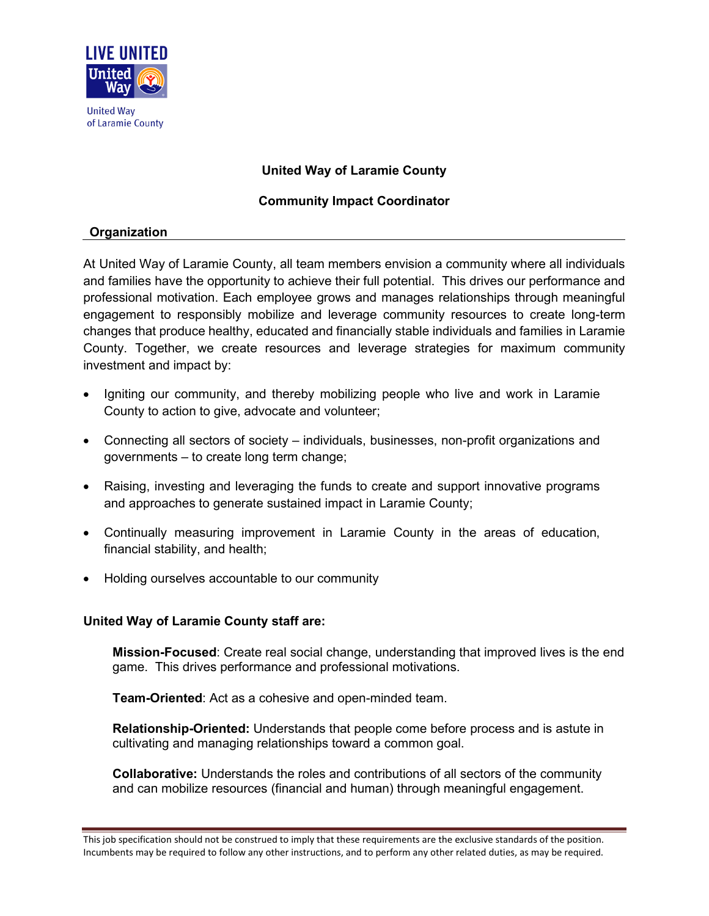# United Way of Laramie County

## Community Impact Coordinator

### Organization

At United Way of Laramie County, all team members envision a community where all individuals and families have the opportunity to achieve their full potential. This drives our performance and professional motivation. Each employee grows and manages relationships through meaningful engagement to responsibly mobilize and leverage community resources to create long-term changes that produce healthy, educated and financially stable individuals and families in Laramie County. Together, we create resources and leverage strategies for maximum community investment and impact by:

- Igniting our community, and thereby mobilizing people who live and work in Laramie County to action to give, advocate and volunteer;
- Connecting all sectors of society – individuals, businesses, non-profit organizations and governments – to create long term change;
- Raising, investing and leveraging the funds to create and support innovative programs and approaches to generate sustained impact in Laramie County;
- Continually measuring improvement in Laramie County in the areas of education, financial stability, and health;
- Holding ourselves accountable to our community

**United Way of Laramie County staff are:**

**Mission-Focused**: Create real social change, understanding that improved lives is the end game. This drives performance and professional motivations.

**Team-Oriented**: Act as a cohesive and open-minded team.

**Relationship-Oriented:** Understands that people come before process and is astute in cultivating and managing relationships toward a common goal.

**Collaborative:** Understands the roles and contributions of all sectors of the community and can mobilize resources (financial and human) through meaningful engagement.

This job specification should not be construed to imply that these requirements are the exclusive standards of the position. Incumbents may be required to follow any other instructions, and to perform any other related duties, as may be required.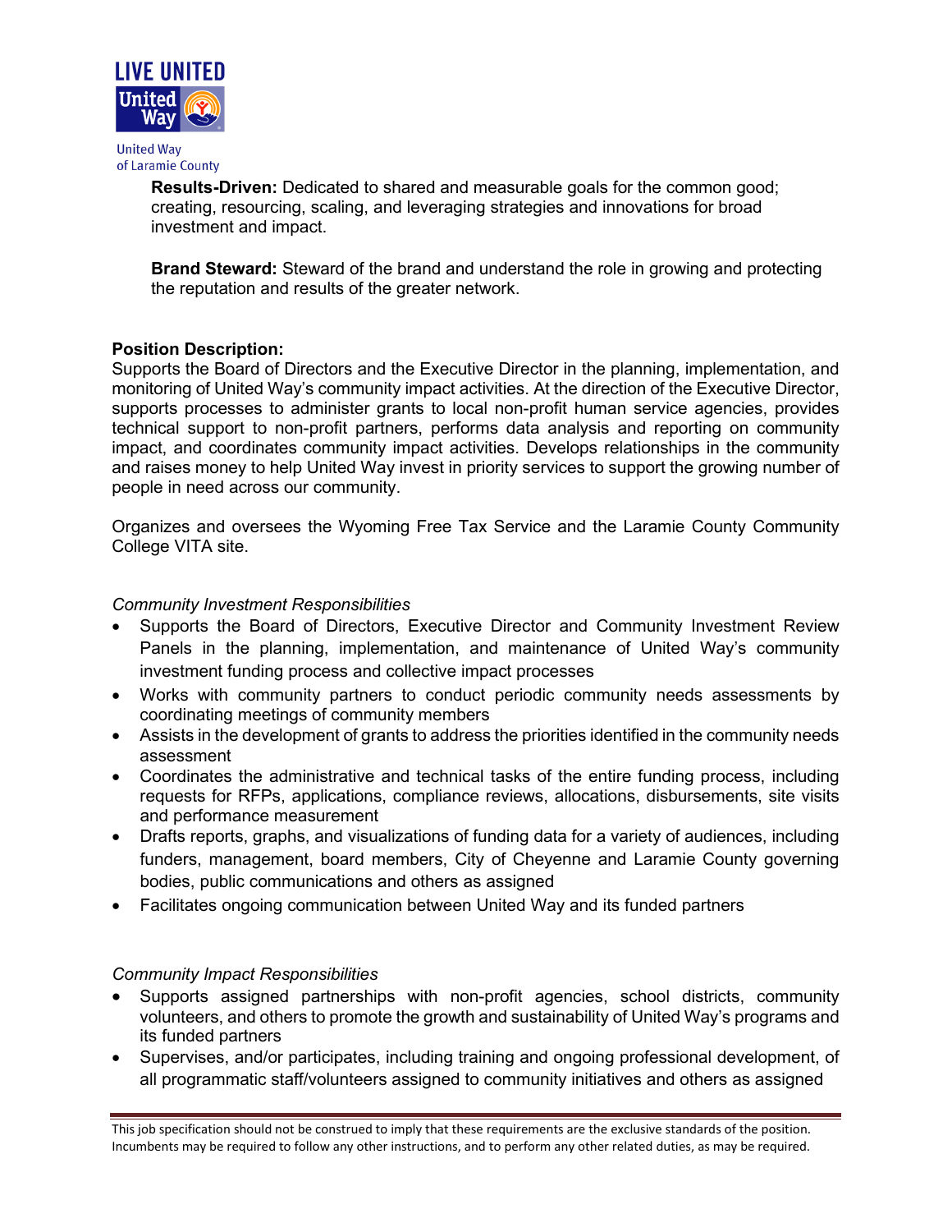**Results-Driven:** Dedicated to shared and measurable goals for the common good; creating, resourcing, scaling, and leveraging strategies and innovations for broad investment and impact.

**Brand Steward:** Steward of the brand and understand the role in growing and protecting the reputation and results of the greater network.

**Position Description:**
Supports the Board of Directors and the Executive Director in the planning, implementation, and monitoring of United Way's community impact activities. At the direction of the Executive Director, supports processes to administer grants to local non-profit human service agencies, provides technical support to non-profit partners, performs data analysis and reporting on community impact, and coordinates community impact activities. Develops relationships in the community and raises money to help United Way invest in priority services to support the growing number of people in need across our community.

Organizes and oversees the Wyoming Free Tax Service and the Laramie County Community College VITA site.

*Community Investment Responsibilities*

- Supports the Board of Directors, Executive Director and Community Investment Review Panels in the planning, implementation, and maintenance of United Way's community investment funding process and collective impact processes
- Works with community partners to conduct periodic community needs assessments by coordinating meetings of community members
- Assists in the development of grants to address the priorities identified in the community needs assessment
- Coordinates the administrative and technical tasks of the entire funding process, including requests for RFPs, applications, compliance reviews, allocations, disbursements, site visits and performance measurement
- Drafts reports, graphs, and visualizations of funding data for a variety of audiences, including funders, management, board members, City of Cheyenne and Laramie County governing bodies, public communications and others as assigned
- Facilitates ongoing communication between United Way and its funded partners

*Community Impact Responsibilities*

- Supports assigned partnerships with non-profit agencies, school districts, community volunteers, and others to promote the growth and sustainability of United Way's programs and its funded partners
- Supervises, and/or participates, including training and ongoing professional development, of all programmatic staff/volunteers assigned to community initiatives and others as assigned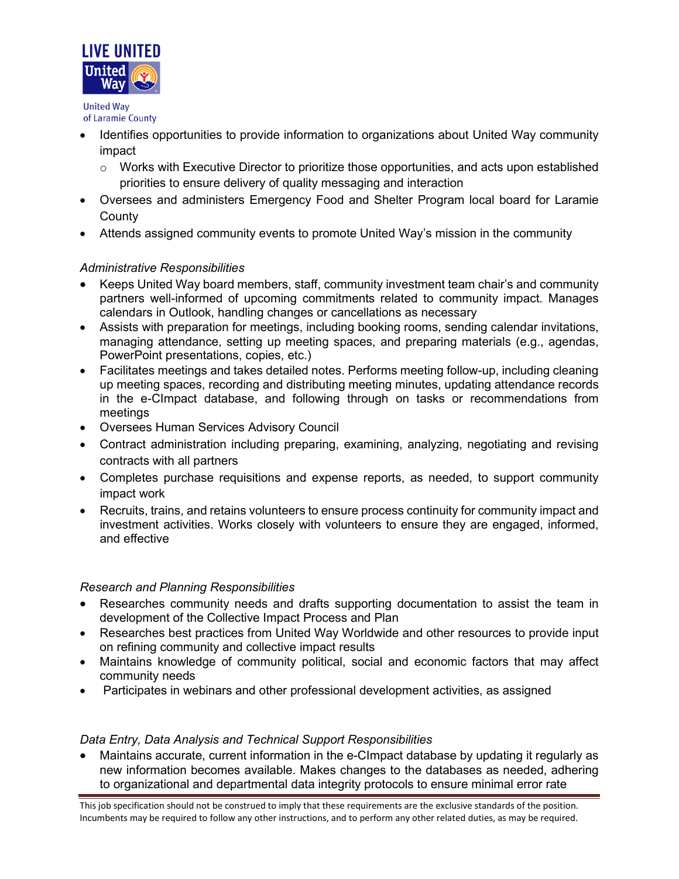- Identifies opportunities to provide information to organizations about United Way community impact
  - Works with Executive Director to prioritize those opportunities, and acts upon established priorities to ensure delivery of quality messaging and interaction
- Oversees and administers Emergency Food and Shelter Program local board for Laramie County
- Attends assigned community events to promote United Way's mission in the community

*Administrative Responsibilities*

- Keeps United Way board members, staff, community investment team chair's and community partners well-informed of upcoming commitments related to community impact. Manages calendars in Outlook, handling changes or cancellations as necessary
- Assists with preparation for meetings, including booking rooms, sending calendar invitations, managing attendance, setting up meeting spaces, and preparing materials (e.g., agendas, PowerPoint presentations, copies, etc.)
- Facilitates meetings and takes detailed notes. Performs meeting follow-up, including cleaning up meeting spaces, recording and distributing meeting minutes, updating attendance records in the e-CImpact database, and following through on tasks or recommendations from meetings
- Oversees Human Services Advisory Council
- Contract administration including preparing, examining, analyzing, negotiating and revising contracts with all partners
- Completes purchase requisitions and expense reports, as needed, to support community impact work
- Recruits, trains, and retains volunteers to ensure process continuity for community impact and investment activities. Works closely with volunteers to ensure they are engaged, informed, and effective

*Research and Planning Responsibilities*

- Researches community needs and drafts supporting documentation to assist the team in development of the Collective Impact Process and Plan
- Researches best practices from United Way Worldwide and other resources to provide input on refining community and collective impact results
- Maintains knowledge of community political, social and economic factors that may affect community needs
- Participates in webinars and other professional development activities, as assigned

*Data Entry, Data Analysis and Technical Support Responsibilities*

- Maintains accurate, current information in the e-CImpact database by updating it regularly as new information becomes available. Makes changes to the databases as needed, adhering to organizational and departmental data integrity protocols to ensure minimal error rate

This job specification should not be construed to imply that these requirements are the exclusive standards of the position. Incumbents may be required to follow any other instructions, and to perform any other related duties, as may be required.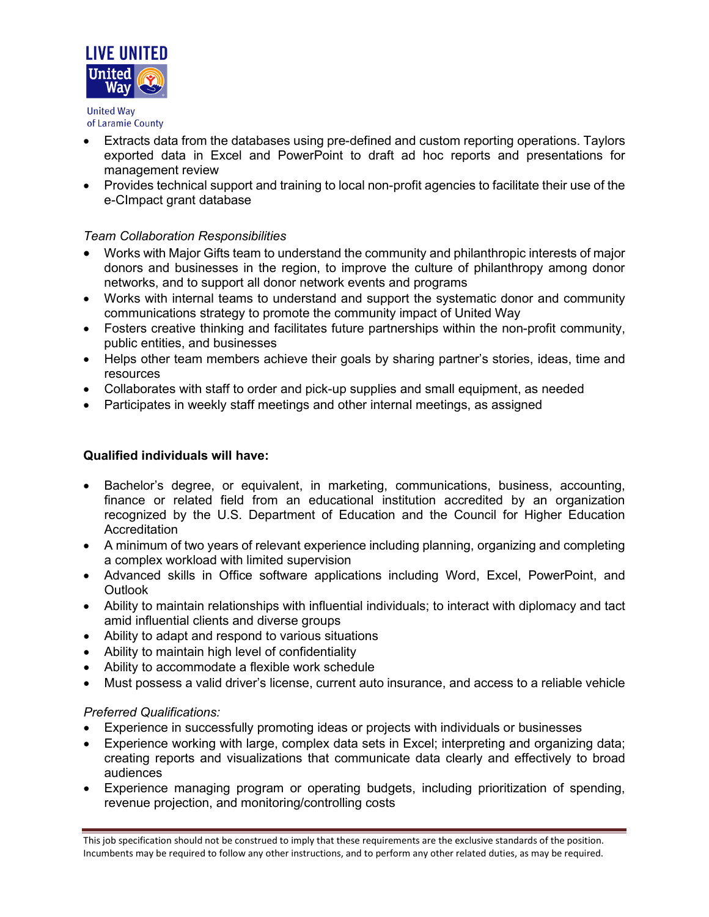- Extracts data from the databases using pre-defined and custom reporting operations. Taylors exported data in Excel and PowerPoint to draft ad hoc reports and presentations for management review
- Provides technical support and training to local non-profit agencies to facilitate their use of the e-CImpact grant database

*Team Collaboration Responsibilities*

- Works with Major Gifts team to understand the community and philanthropic interests of major donors and businesses in the region, to improve the culture of philanthropy among donor networks, and to support all donor network events and programs
- Works with internal teams to understand and support the systematic donor and community communications strategy to promote the community impact of United Way
- Fosters creative thinking and facilitates future partnerships within the non-profit community, public entities, and businesses
- Helps other team members achieve their goals by sharing partner's stories, ideas, time and resources
- Collaborates with staff to order and pick-up supplies and small equipment, as needed
- Participates in weekly staff meetings and other internal meetings, as assigned

**Qualified individuals will have:**

- Bachelor's degree, or equivalent, in marketing, communications, business, accounting, finance or related field from an educational institution accredited by an organization recognized by the U.S. Department of Education and the Council for Higher Education Accreditation
- A minimum of two years of relevant experience including planning, organizing and completing a complex workload with limited supervision
- Advanced skills in Office software applications including Word, Excel, PowerPoint, and Outlook
- Ability to maintain relationships with influential individuals; to interact with diplomacy and tact amid influential clients and diverse groups
- Ability to adapt and respond to various situations
- Ability to maintain high level of confidentiality
- Ability to accommodate a flexible work schedule
- Must possess a valid driver's license, current auto insurance, and access to a reliable vehicle

*Preferred Qualifications:*

- Experience in successfully promoting ideas or projects with individuals or businesses
- Experience working with large, complex data sets in Excel; interpreting and organizing data; creating reports and visualizations that communicate data clearly and effectively to broad audiences
- Experience managing program or operating budgets, including prioritization of spending, revenue projection, and monitoring/controlling costs

This job specification should not be construed to imply that these requirements are the exclusive standards of the position. Incumbents may be required to follow any other instructions, and to perform any other related duties, as may be required.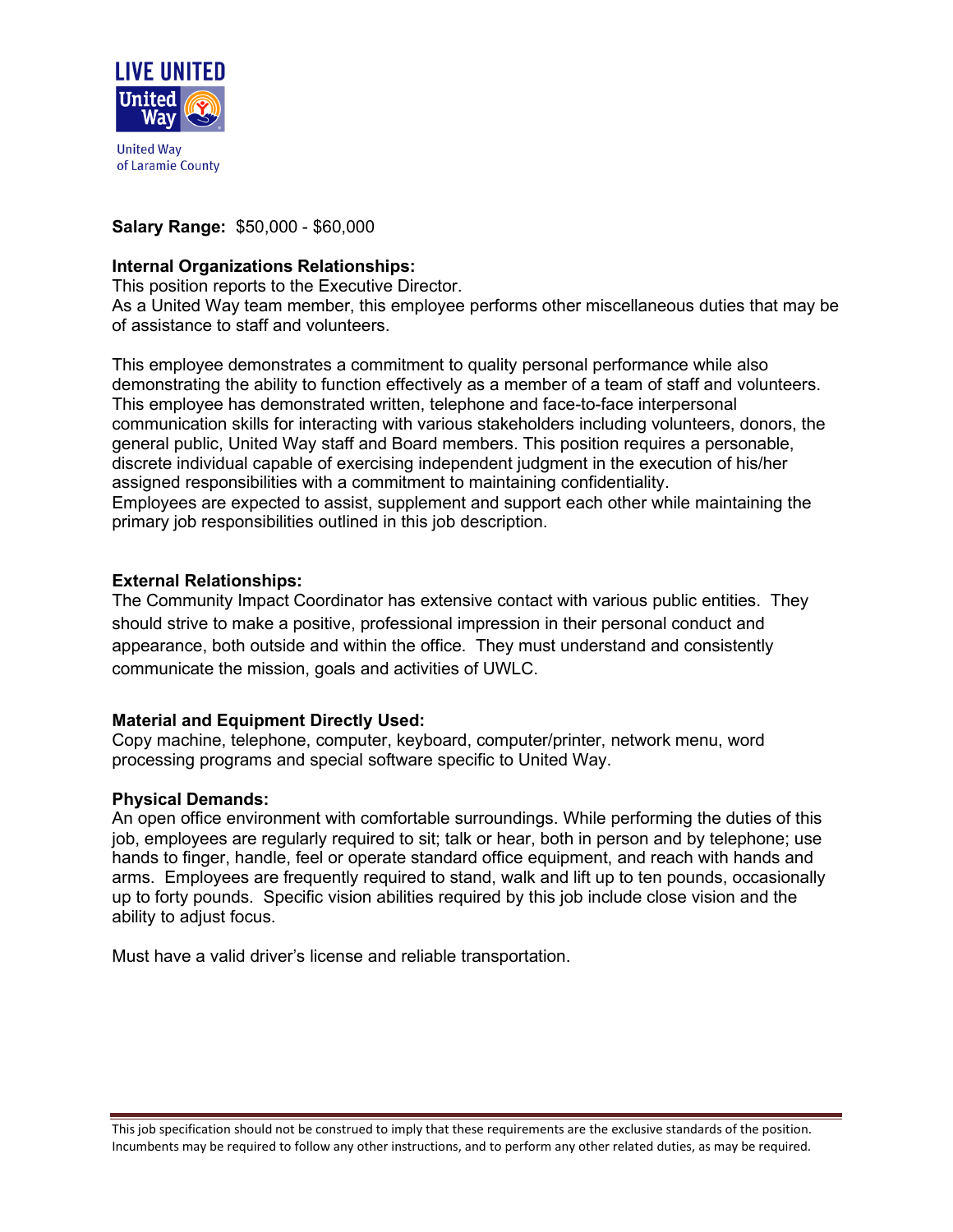United Way of Laramie County

**Salary Range:** $50,000 - $60,000

**Internal Organizations Relationships:**
This position reports to the Executive Director.
As a United Way team member, this employee performs other miscellaneous duties that may be of assistance to staff and volunteers.

This employee demonstrates a commitment to quality personal performance while also demonstrating the ability to function effectively as a member of a team of staff and volunteers. This employee has demonstrated written, telephone and face-to-face interpersonal communication skills for interacting with various stakeholders including volunteers, donors, the general public, United Way staff and Board members. This position requires a personable, discrete individual capable of exercising independent judgment in the execution of his/her assigned responsibilities with a commitment to maintaining confidentiality.
Employees are expected to assist, supplement and support each other while maintaining the primary job responsibilities outlined in this job description.

**External Relationships:**
The Community Impact Coordinator has extensive contact with various public entities. They should strive to make a positive, professional impression in their personal conduct and appearance, both outside and within the office. They must understand and consistently communicate the mission, goals and activities of UWLC.

**Material and Equipment Directly Used:**
Copy machine, telephone, computer, keyboard, computer/printer, network menu, word processing programs and special software specific to United Way.

**Physical Demands:**
An open office environment with comfortable surroundings. While performing the duties of this job, employees are regularly required to sit; talk or hear, both in person and by telephone; use hands to finger, handle, feel or operate standard office equipment, and reach with hands and arms. Employees are frequently required to stand, walk and lift up to ten pounds, occasionally up to forty pounds. Specific vision abilities required by this job include close vision and the ability to adjust focus.

Must have a valid driver's license and reliable transportation.

This job specification should not be construed to imply that these requirements are the exclusive standards of the position. Incumbents may be required to follow any other instructions, and to perform any other related duties, as may be required.